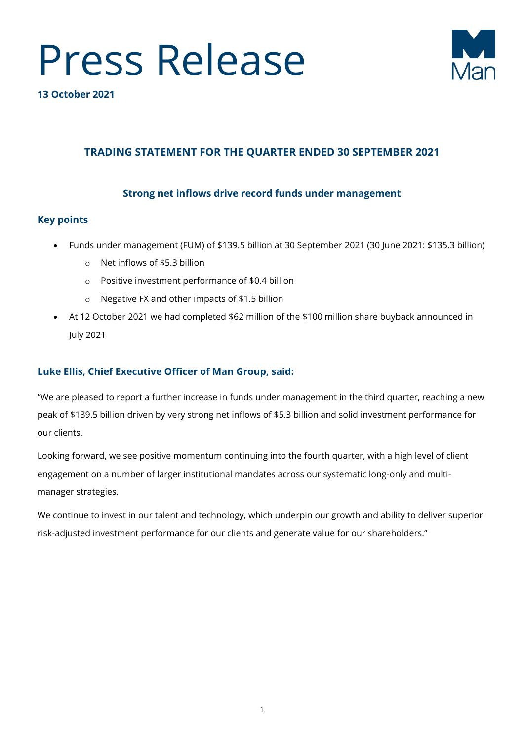# Press Release

**13 October 2021**

## TRADING STATEMENT FOR THE QUARTER ENDED 30 SEPTEMBER 2021

### Strong net inflows drive record funds under management

### Key points

- Funds under management (FUM) of $139.5 billion at 30 September 2021 (30 June 2021: $135.3 billion)
  - Net inflows of $5.3 billion
  - Positive investment performance of $0.4 billion
  - Negative FX and other impacts of $1.5 billion
- At 12 October 2021 we had completed $62 million of the $100 million share buyback announced in July 2021

### Luke Ellis, Chief Executive Officer of Man Group, said:

"We are pleased to report a further increase in funds under management in the third quarter, reaching a new peak of $139.5 billion driven by very strong net inflows of $5.3 billion and solid investment performance for our clients.

Looking forward, we see positive momentum continuing into the fourth quarter, with a high level of client engagement on a number of larger institutional mandates across our systematic long-only and multi-manager strategies.

We continue to invest in our talent and technology, which underpin our growth and ability to deliver superior risk-adjusted investment performance for our clients and generate value for our shareholders."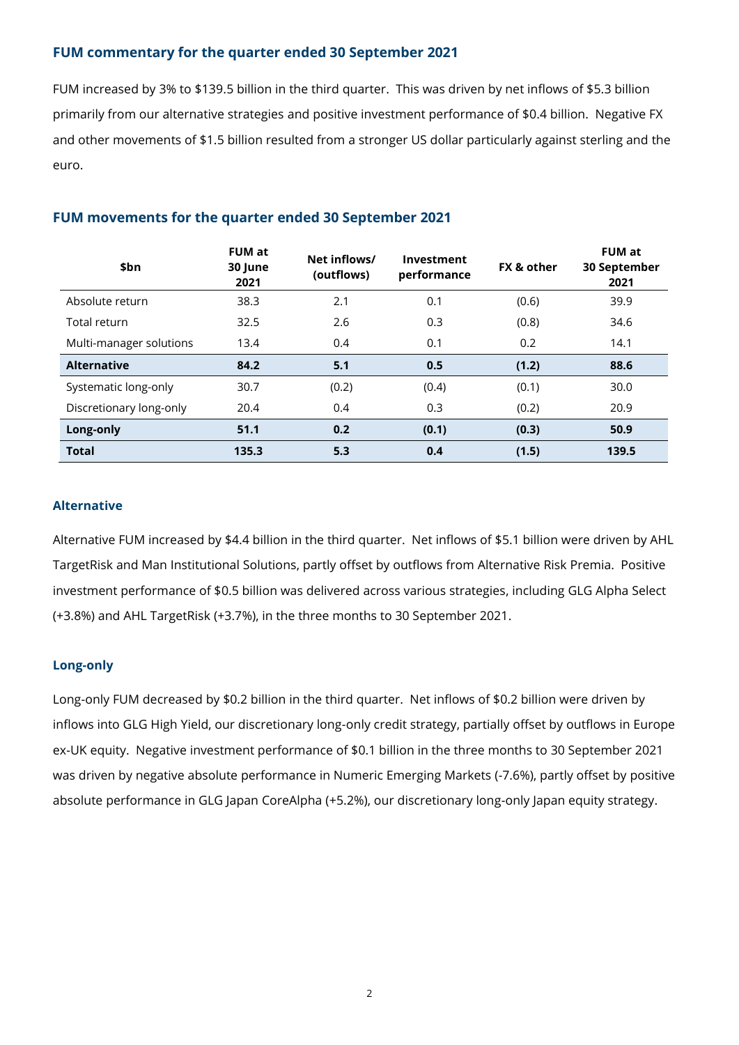## FUM commentary for the quarter ended 30 September 2021

FUM increased by 3% to $139.5 billion in the third quarter. This was driven by net inflows of $5.3 billion primarily from our alternative strategies and positive investment performance of $0.4 billion. Negative FX and other movements of $1.5 billion resulted from a stronger US dollar particularly against sterling and the euro.

## FUM movements for the quarter ended 30 September 2021

| $bn | FUM at 30 June 2021 | Net inflows/ (outflows) | Investment performance | FX & other | FUM at 30 September 2021 |
|---|---|---|---|---|---|
| Absolute return | 38.3 | 2.1 | 0.1 | (0.6) | 39.9 |
| Total return | 32.5 | 2.6 | 0.3 | (0.8) | 34.6 |
| Multi-manager solutions | 13.4 | 0.4 | 0.1 | 0.2 | 14.1 |
| **Alternative** | **84.2** | **5.1** | **0.5** | **(1.2)** | **88.6** |
| Systematic long-only | 30.7 | (0.2) | (0.4) | (0.1) | 30.0 |
| Discretionary long-only | 20.4 | 0.4 | 0.3 | (0.2) | 20.9 |
| **Long-only** | **51.1** | **0.2** | **(0.1)** | **(0.3)** | **50.9** |
| **Total** | **135.3** | **5.3** | **0.4** | **(1.5)** | **139.5** |

### Alternative

Alternative FUM increased by $4.4 billion in the third quarter. Net inflows of $5.1 billion were driven by AHL TargetRisk and Man Institutional Solutions, partly offset by outflows from Alternative Risk Premia. Positive investment performance of $0.5 billion was delivered across various strategies, including GLG Alpha Select (+3.8%) and AHL TargetRisk (+3.7%), in the three months to 30 September 2021.

### Long-only

Long-only FUM decreased by $0.2 billion in the third quarter. Net inflows of $0.2 billion were driven by inflows into GLG High Yield, our discretionary long-only credit strategy, partially offset by outflows in Europe ex-UK equity. Negative investment performance of $0.1 billion in the three months to 30 September 2021 was driven by negative absolute performance in Numeric Emerging Markets (-7.6%), partly offset by positive absolute performance in GLG Japan CoreAlpha (+5.2%), our discretionary long-only Japan equity strategy.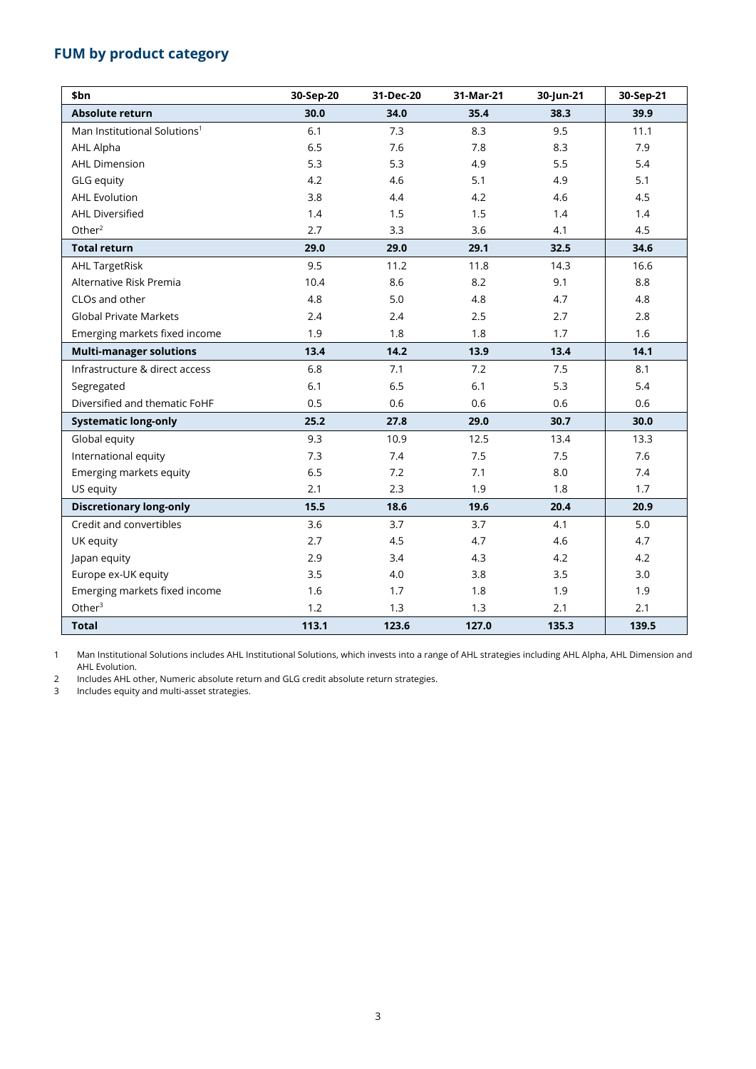## FUM by product category

| $bn | 30-Sep-20 | 31-Dec-20 | 31-Mar-21 | 30-Jun-21 | 30-Sep-21 |
|---|---|---|---|---|---|
| **Absolute return** | **30.0** | **34.0** | **35.4** | **38.3** | **39.9** |
| Man Institutional Solutions[1] | 6.1 | 7.3 | 8.3 | 9.5 | 11.1 |
| AHL Alpha | 6.5 | 7.6 | 7.8 | 8.3 | 7.9 |
| AHL Dimension | 5.3 | 5.3 | 4.9 | 5.5 | 5.4 |
| GLG equity | 4.2 | 4.6 | 5.1 | 4.9 | 5.1 |
| AHL Evolution | 3.8 | 4.4 | 4.2 | 4.6 | 4.5 |
| AHL Diversified | 1.4 | 1.5 | 1.5 | 1.4 | 1.4 |
| Other[2] | 2.7 | 3.3 | 3.6 | 4.1 | 4.5 |
| **Total return** | **29.0** | **29.0** | **29.1** | **32.5** | **34.6** |
| AHL TargetRisk | 9.5 | 11.2 | 11.8 | 14.3 | 16.6 |
| Alternative Risk Premia | 10.4 | 8.6 | 8.2 | 9.1 | 8.8 |
| CLOs and other | 4.8 | 5.0 | 4.8 | 4.7 | 4.8 |
| Global Private Markets | 2.4 | 2.4 | 2.5 | 2.7 | 2.8 |
| Emerging markets fixed income | 1.9 | 1.8 | 1.8 | 1.7 | 1.6 |
| **Multi-manager solutions** | **13.4** | **14.2** | **13.9** | **13.4** | **14.1** |
| Infrastructure & direct access | 6.8 | 7.1 | 7.2 | 7.5 | 8.1 |
| Segregated | 6.1 | 6.5 | 6.1 | 5.3 | 5.4 |
| Diversified and thematic FoHF | 0.5 | 0.6 | 0.6 | 0.6 | 0.6 |
| **Systematic long-only** | **25.2** | **27.8** | **29.0** | **30.7** | **30.0** |
| Global equity | 9.3 | 10.9 | 12.5 | 13.4 | 13.3 |
| International equity | 7.3 | 7.4 | 7.5 | 7.5 | 7.6 |
| Emerging markets equity | 6.5 | 7.2 | 7.1 | 8.0 | 7.4 |
| US equity | 2.1 | 2.3 | 1.9 | 1.8 | 1.7 |
| **Discretionary long-only** | **15.5** | **18.6** | **19.6** | **20.4** | **20.9** |
| Credit and convertibles | 3.6 | 3.7 | 3.7 | 4.1 | 5.0 |
| UK equity | 2.7 | 4.5 | 4.7 | 4.6 | 4.7 |
| Japan equity | 2.9 | 3.4 | 4.3 | 4.2 | 4.2 |
| Europe ex-UK equity | 3.5 | 4.0 | 3.8 | 3.5 | 3.0 |
| Emerging markets fixed income | 1.6 | 1.7 | 1.8 | 1.9 | 1.9 |
| Other[3] | 1.2 | 1.3 | 1.3 | 2.1 | 2.1 |
| **Total** | **113.1** | **123.6** | **127.0** | **135.3** | **139.5** |

1 Man Institutional Solutions includes AHL Institutional Solutions, which invests into a range of AHL strategies including AHL Alpha, AHL Dimension and AHL Evolution.

2 Includes AHL other, Numeric absolute return and GLG credit absolute return strategies.

3 Includes equity and multi-asset strategies.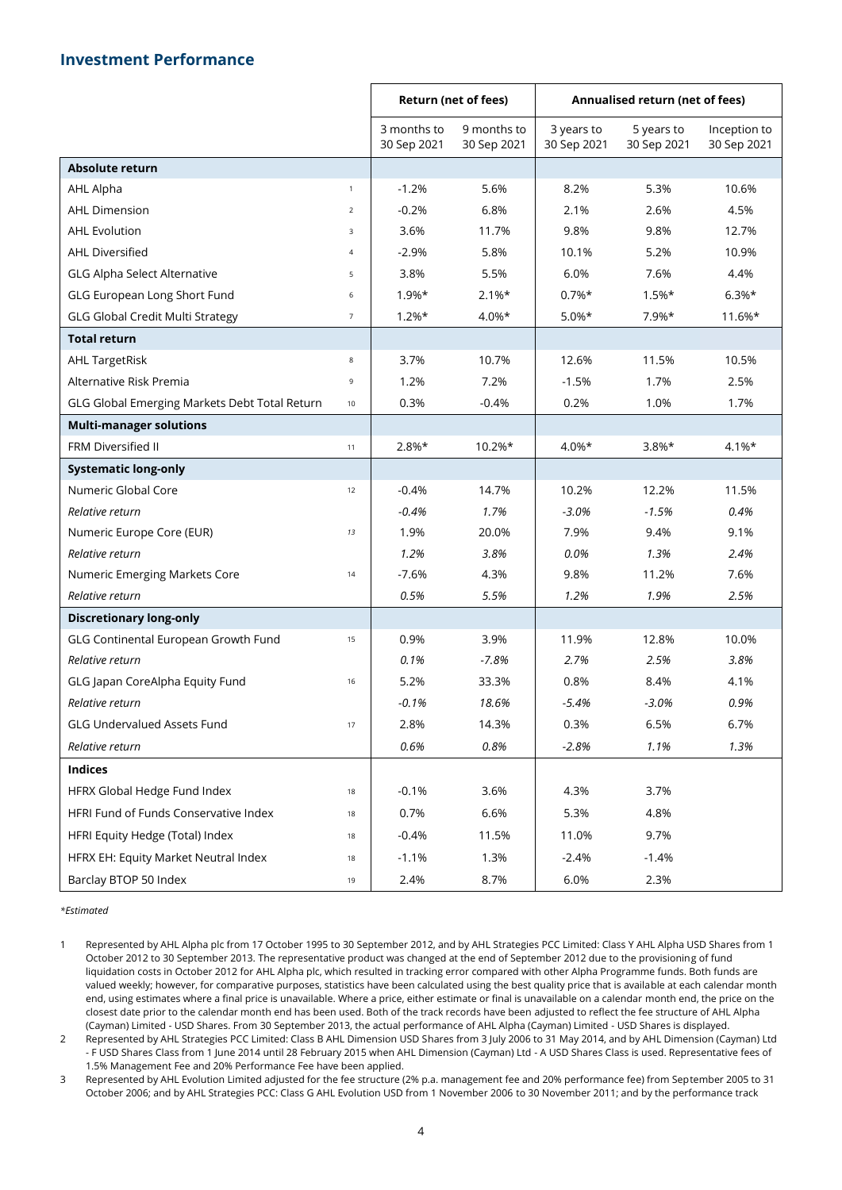## Investment Performance

| | | Return (net of fees) | | Annualised return (net of fees) | | |
|---|---|---|---|---|---|---|
| | | 3 months to 30 Sep 2021 | 9 months to 30 Sep 2021 | 3 years to 30 Sep 2021 | 5 years to 30 Sep 2021 | Inception to 30 Sep 2021 |
| **Absolute return** | | | | | | |
| AHL Alpha | 1 | -1.2% | 5.6% | 8.2% | 5.3% | 10.6% |
| AHL Dimension | 2 | -0.2% | 6.8% | 2.1% | 2.6% | 4.5% |
| AHL Evolution | 3 | 3.6% | 11.7% | 9.8% | 9.8% | 12.7% |
| AHL Diversified | 4 | -2.9% | 5.8% | 10.1% | 5.2% | 10.9% |
| GLG Alpha Select Alternative | 5 | 3.8% | 5.5% | 6.0% | 7.6% | 4.4% |
| GLG European Long Short Fund | 6 | 1.9%* | 2.1%* | 0.7%* | 1.5%* | 6.3%* |
| GLG Global Credit Multi Strategy | 7 | 1.2%* | 4.0%* | 5.0%* | 7.9%* | 11.6%* |
| **Total return** | | | | | | |
| AHL TargetRisk | 8 | 3.7% | 10.7% | 12.6% | 11.5% | 10.5% |
| Alternative Risk Premia | 9 | 1.2% | 7.2% | -1.5% | 1.7% | 2.5% |
| GLG Global Emerging Markets Debt Total Return | 10 | 0.3% | -0.4% | 0.2% | 1.0% | 1.7% |
| **Multi-manager solutions** | | | | | | |
| FRM Diversified II | 11 | 2.8%* | 10.2%* | 4.0%* | 3.8%* | 4.1%* |
| **Systematic long-only** | | | | | | |
| Numeric Global Core | 12 | -0.4% | 14.7% | 10.2% | 12.2% | 11.5% |
| *Relative return* | | *-0.4%* | *1.7%* | *-3.0%* | *-1.5%* | *0.4%* |
| Numeric Europe Core (EUR) | 13 | 1.9% | 20.0% | 7.9% | 9.4% | 9.1% |
| *Relative return* | | *1.2%* | *3.8%* | *0.0%* | *1.3%* | *2.4%* |
| Numeric Emerging Markets Core | 14 | -7.6% | 4.3% | 9.8% | 11.2% | 7.6% |
| *Relative return* | | *0.5%* | *5.5%* | *1.2%* | *1.9%* | *2.5%* |
| **Discretionary long-only** | | | | | | |
| GLG Continental European Growth Fund | 15 | 0.9% | 3.9% | 11.9% | 12.8% | 10.0% |
| *Relative return* | | *0.1%* | *-7.8%* | *2.7%* | *2.5%* | *3.8%* |
| GLG Japan CoreAlpha Equity Fund | 16 | 5.2% | 33.3% | 0.8% | 8.4% | 4.1% |
| *Relative return* | | *-0.1%* | *18.6%* | *-5.4%* | *-3.0%* | *0.9%* |
| GLG Undervalued Assets Fund | 17 | 2.8% | 14.3% | 0.3% | 6.5% | 6.7% |
| *Relative return* | | *0.6%* | *0.8%* | *-2.8%* | *1.1%* | *1.3%* |
| **Indices** | | | | | | |
| HFRX Global Hedge Fund Index | 18 | -0.1% | 3.6% | 4.3% | 3.7% | |
| HFRI Fund of Funds Conservative Index | 18 | 0.7% | 6.6% | 5.3% | 4.8% | |
| HFRI Equity Hedge (Total) Index | 18 | -0.4% | 11.5% | 11.0% | 9.7% | |
| HFRX EH: Equity Market Neutral Index | 18 | -1.1% | 1.3% | -2.4% | -1.4% | |
| Barclay BTOP 50 Index | 19 | 2.4% | 8.7% | 6.0% | 2.3% | |

*\*Estimated*

1 Represented by AHL Alpha plc from 17 October 1995 to 30 September 2012, and by AHL Strategies PCC Limited: Class Y AHL Alpha USD Shares from 1 October 2012 to 30 September 2013. The representative product was changed at the end of September 2012 due to the provisioning of fund liquidation costs in October 2012 for AHL Alpha plc, which resulted in tracking error compared with other Alpha Programme funds. Both funds are valued weekly; however, for comparative purposes, statistics have been calculated using the best quality price that is available at each calendar month end, using estimates where a final price is unavailable. Where a price, either estimate or final is unavailable on a calendar month end, the price on the closest date prior to the calendar month end has been used. Both of the track records have been adjusted to reflect the fee structure of AHL Alpha (Cayman) Limited - USD Shares. From 30 September 2013, the actual performance of AHL Alpha (Cayman) Limited - USD Shares is displayed.

2 Represented by AHL Strategies PCC Limited: Class B AHL Dimension USD Shares from 3 July 2006 to 31 May 2014, and by AHL Dimension (Cayman) Ltd - F USD Shares Class from 1 June 2014 until 28 February 2015 when AHL Dimension (Cayman) Ltd - A USD Shares Class is used. Representative fees of 1.5% Management Fee and 20% Performance Fee have been applied.

3 Represented by AHL Evolution Limited adjusted for the fee structure (2% p.a. management fee and 20% performance fee) from September 2005 to 31 October 2006; and by AHL Strategies PCC: Class G AHL Evolution USD from 1 November 2006 to 30 November 2011; and by the performance track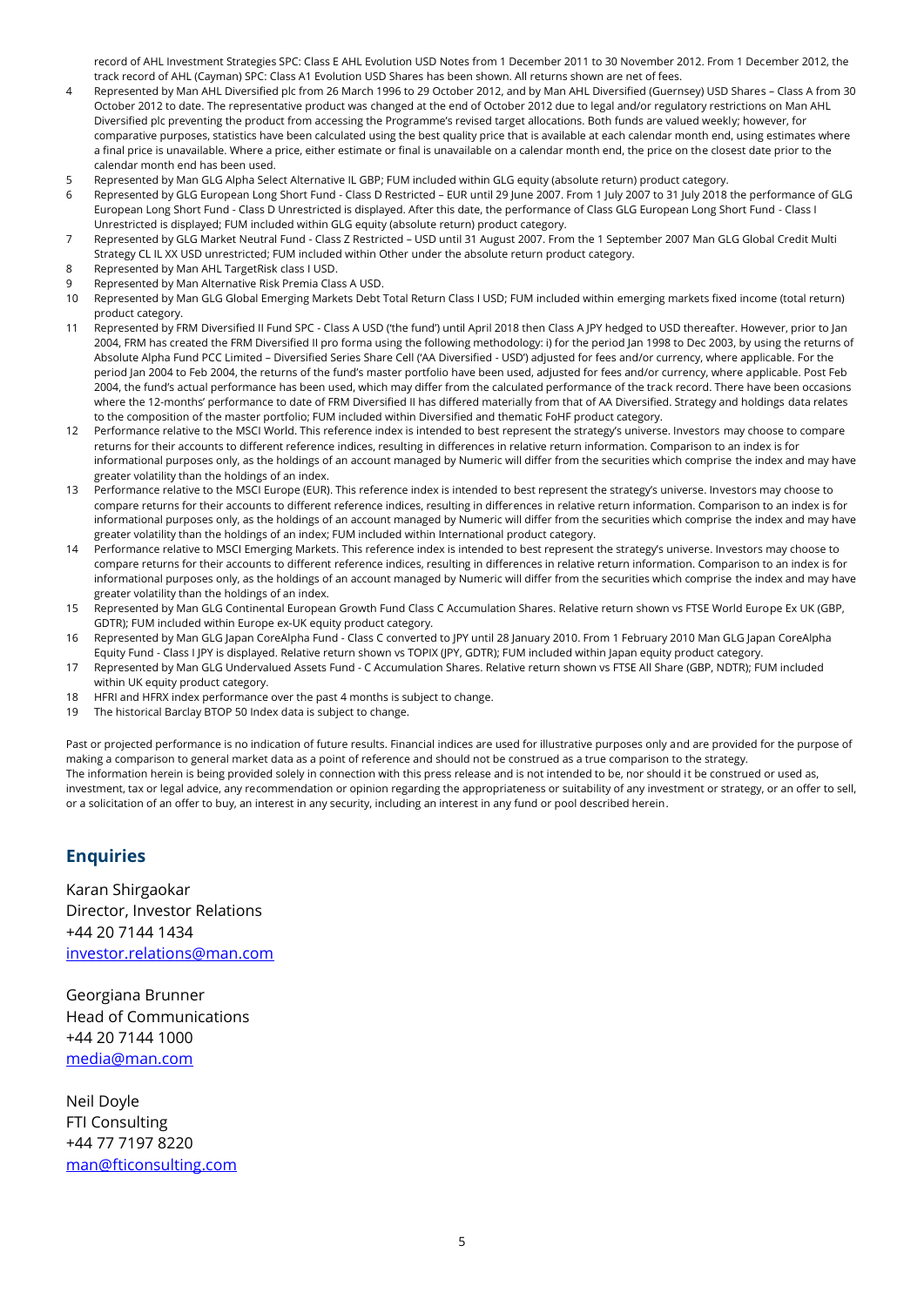record of AHL Investment Strategies SPC: Class E AHL Evolution USD Notes from 1 December 2011 to 30 November 2012. From 1 December 2012, the track record of AHL (Cayman) SPC: Class A1 Evolution USD Shares has been shown. All returns shown are net of fees.

4 Represented by Man AHL Diversified plc from 26 March 1996 to 29 October 2012, and by Man AHL Diversified (Guernsey) USD Shares – Class A from 30 October 2012 to date. The representative product was changed at the end of October 2012 due to legal and/or regulatory restrictions on Man AHL Diversified plc preventing the product from accessing the Programme's revised target allocations. Both funds are valued weekly; however, for comparative purposes, statistics have been calculated using the best quality price that is available at each calendar month end, using estimates where a final price is unavailable. Where a price, either estimate or final is unavailable on a calendar month end, the price on the closest date prior to the calendar month end has been used.

5 Represented by Man GLG Alpha Select Alternative IL GBP; FUM included within GLG equity (absolute return) product category.

6 Represented by GLG European Long Short Fund - Class D Restricted – EUR until 29 June 2007. From 1 July 2007 to 31 July 2018 the performance of GLG European Long Short Fund - Class D Unrestricted is displayed. After this date, the performance of Class GLG European Long Short Fund - Class I Unrestricted is displayed; FUM included within GLG equity (absolute return) product category.

7 Represented by GLG Market Neutral Fund - Class Z Restricted – USD until 31 August 2007. From the 1 September 2007 Man GLG Global Credit Multi Strategy CL IL XX USD unrestricted; FUM included within Other under the absolute return product category.

8 Represented by Man AHL TargetRisk class I USD.

9 Represented by Man Alternative Risk Premia Class A USD.

10 Represented by Man GLG Global Emerging Markets Debt Total Return Class I USD; FUM included within emerging markets fixed income (total return) product category.

11 Represented by FRM Diversified II Fund SPC - Class A USD ('the fund') until April 2018 then Class A JPY hedged to USD thereafter. However, prior to Jan 2004, FRM has created the FRM Diversified II pro forma using the following methodology: i) for the period Jan 1998 to Dec 2003, by using the returns of Absolute Alpha Fund PCC Limited – Diversified Series Share Cell ('AA Diversified - USD') adjusted for fees and/or currency, where applicable. For the period Jan 2004 to Feb 2004, the returns of the fund's master portfolio have been used, adjusted for fees and/or currency, where applicable. Post Feb 2004, the fund's actual performance has been used, which may differ from the calculated performance of the track record. There have been occasions where the 12-months' performance to date of FRM Diversified II has differed materially from that of AA Diversified. Strategy and holdings data relates to the composition of the master portfolio; FUM included within Diversified and thematic FoHF product category.

12 Performance relative to the MSCI World. This reference index is intended to best represent the strategy's universe. Investors may choose to compare returns for their accounts to different reference indices, resulting in differences in relative return information. Comparison to an index is for informational purposes only, as the holdings of an account managed by Numeric will differ from the securities which comprise the index and may have greater volatility than the holdings of an index.

13 Performance relative to the MSCI Europe (EUR). This reference index is intended to best represent the strategy's universe. Investors may choose to compare returns for their accounts to different reference indices, resulting in differences in relative return information. Comparison to an index is for informational purposes only, as the holdings of an account managed by Numeric will differ from the securities which comprise the index and may have greater volatility than the holdings of an index; FUM included within International product category.

14 Performance relative to MSCI Emerging Markets. This reference index is intended to best represent the strategy's universe. Investors may choose to compare returns for their accounts to different reference indices, resulting in differences in relative return information. Comparison to an index is for informational purposes only, as the holdings of an account managed by Numeric will differ from the securities which comprise the index and may have greater volatility than the holdings of an index.

15 Represented by Man GLG Continental European Growth Fund Class C Accumulation Shares. Relative return shown vs FTSE World Europe Ex UK (GBP, GDTR); FUM included within Europe ex-UK equity product category.

16 Represented by Man GLG Japan CoreAlpha Fund - Class C converted to JPY until 28 January 2010. From 1 February 2010 Man GLG Japan CoreAlpha Equity Fund - Class I JPY is displayed. Relative return shown vs TOPIX (JPY, GDTR); FUM included within Japan equity product category.

17 Represented by Man GLG Undervalued Assets Fund - C Accumulation Shares. Relative return shown vs FTSE All Share (GBP, NDTR); FUM included within UK equity product category.

18 HFRI and HFRX index performance over the past 4 months is subject to change.

19 The historical Barclay BTOP 50 Index data is subject to change.

Past or projected performance is no indication of future results. Financial indices are used for illustrative purposes only and are provided for the purpose of making a comparison to general market data as a point of reference and should not be construed as a true comparison to the strategy.
The information herein is being provided solely in connection with this press release and is not intended to be, nor should it be construed or used as, investment, tax or legal advice, any recommendation or opinion regarding the appropriateness or suitability of any investment or strategy, or an offer to sell, or a solicitation of an offer to buy, an interest in any security, including an interest in any fund or pool described herein.

## Enquiries

Karan Shirgaokar
Director, Investor Relations
+44 20 7144 1434
investor.relations@man.com

Georgiana Brunner
Head of Communications
+44 20 7144 1000
media@man.com

Neil Doyle
FTI Consulting
+44 77 7197 8220
man@fticonsulting.com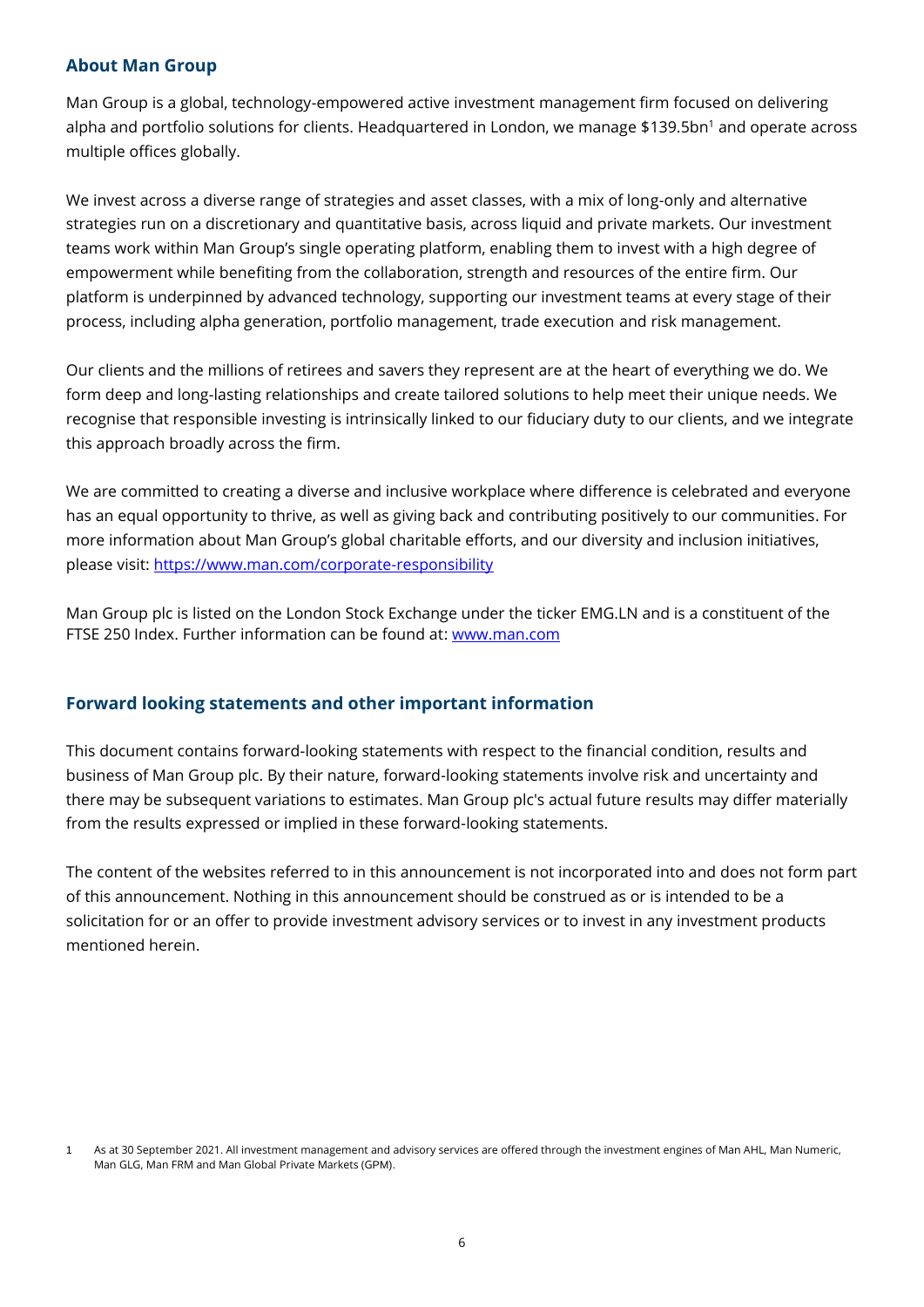## About Man Group

Man Group is a global, technology-empowered active investment management firm focused on delivering alpha and portfolio solutions for clients. Headquartered in London, we manage $139.5bn[1] and operate across multiple offices globally.

We invest across a diverse range of strategies and asset classes, with a mix of long-only and alternative strategies run on a discretionary and quantitative basis, across liquid and private markets. Our investment teams work within Man Group's single operating platform, enabling them to invest with a high degree of empowerment while benefiting from the collaboration, strength and resources of the entire firm. Our platform is underpinned by advanced technology, supporting our investment teams at every stage of their process, including alpha generation, portfolio management, trade execution and risk management.

Our clients and the millions of retirees and savers they represent are at the heart of everything we do. We form deep and long-lasting relationships and create tailored solutions to help meet their unique needs. We recognise that responsible investing is intrinsically linked to our fiduciary duty to our clients, and we integrate this approach broadly across the firm.

We are committed to creating a diverse and inclusive workplace where difference is celebrated and everyone has an equal opportunity to thrive, as well as giving back and contributing positively to our communities. For more information about Man Group's global charitable efforts, and our diversity and inclusion initiatives, please visit: https://www.man.com/corporate-responsibility

Man Group plc is listed on the London Stock Exchange under the ticker EMG.LN and is a constituent of the FTSE 250 Index. Further information can be found at: www.man.com

## Forward looking statements and other important information

This document contains forward-looking statements with respect to the financial condition, results and business of Man Group plc. By their nature, forward-looking statements involve risk and uncertainty and there may be subsequent variations to estimates. Man Group plc's actual future results may differ materially from the results expressed or implied in these forward-looking statements.

The content of the websites referred to in this announcement is not incorporated into and does not form part of this announcement. Nothing in this announcement should be construed as or is intended to be a solicitation for or an offer to provide investment advisory services or to invest in any investment products mentioned herein.

1 As at 30 September 2021. All investment management and advisory services are offered through the investment engines of Man AHL, Man Numeric, Man GLG, Man FRM and Man Global Private Markets (GPM).